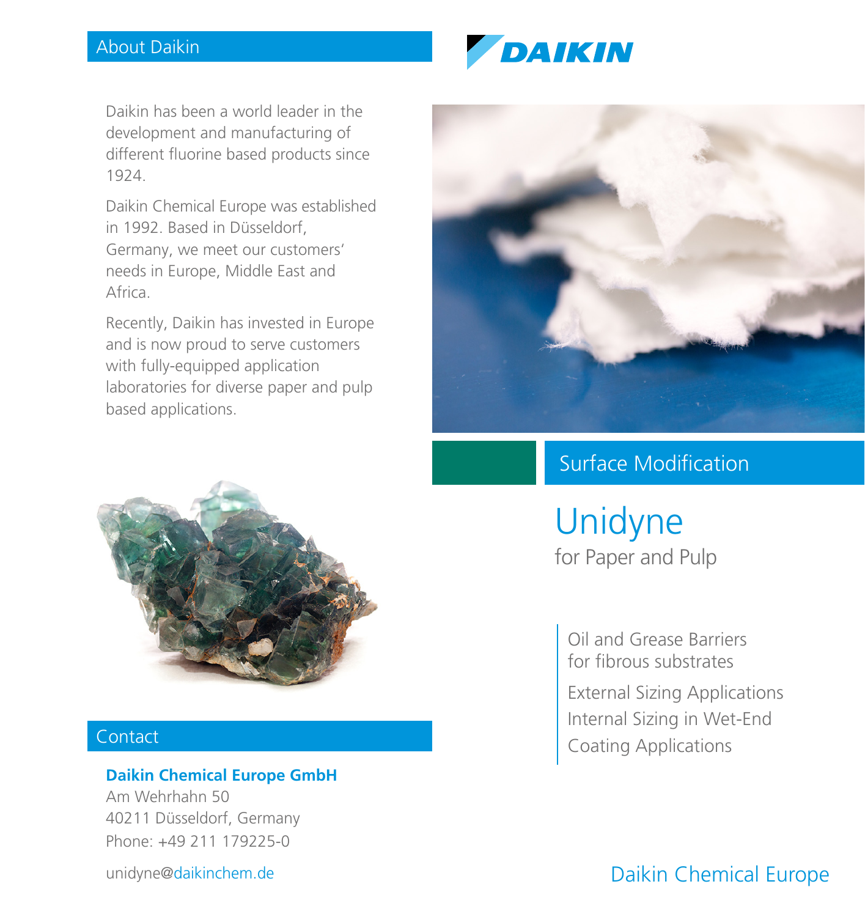## About Daikin

Daikin has been a world leader in the development and manufacturing of different fluorine based products since 1924.

Daikin Chemical Europe was established in 1992. Based in Düsseldorf, Germany, we meet our customers' needs in Europe, Middle East and Africa.

Recently, Daikin has invested in Europe and is now proud to serve customers with fully-equipped application laboratories for diverse paper and pulp based applications.

## Contact

**Daikin Chemical Europe GmbH**
Am Wehrhahn 50
40211 Düsseldorf, Germany
Phone: +49 211 179225-0

unidyne@daikinchem.de

DAIKIN

## Surface Modification

# Unidyne

for Paper and Pulp

- Oil and Grease Barriers for fibrous substrates
- External Sizing Applications
- Internal Sizing in Wet-End
- Coating Applications

Daikin Chemical Europe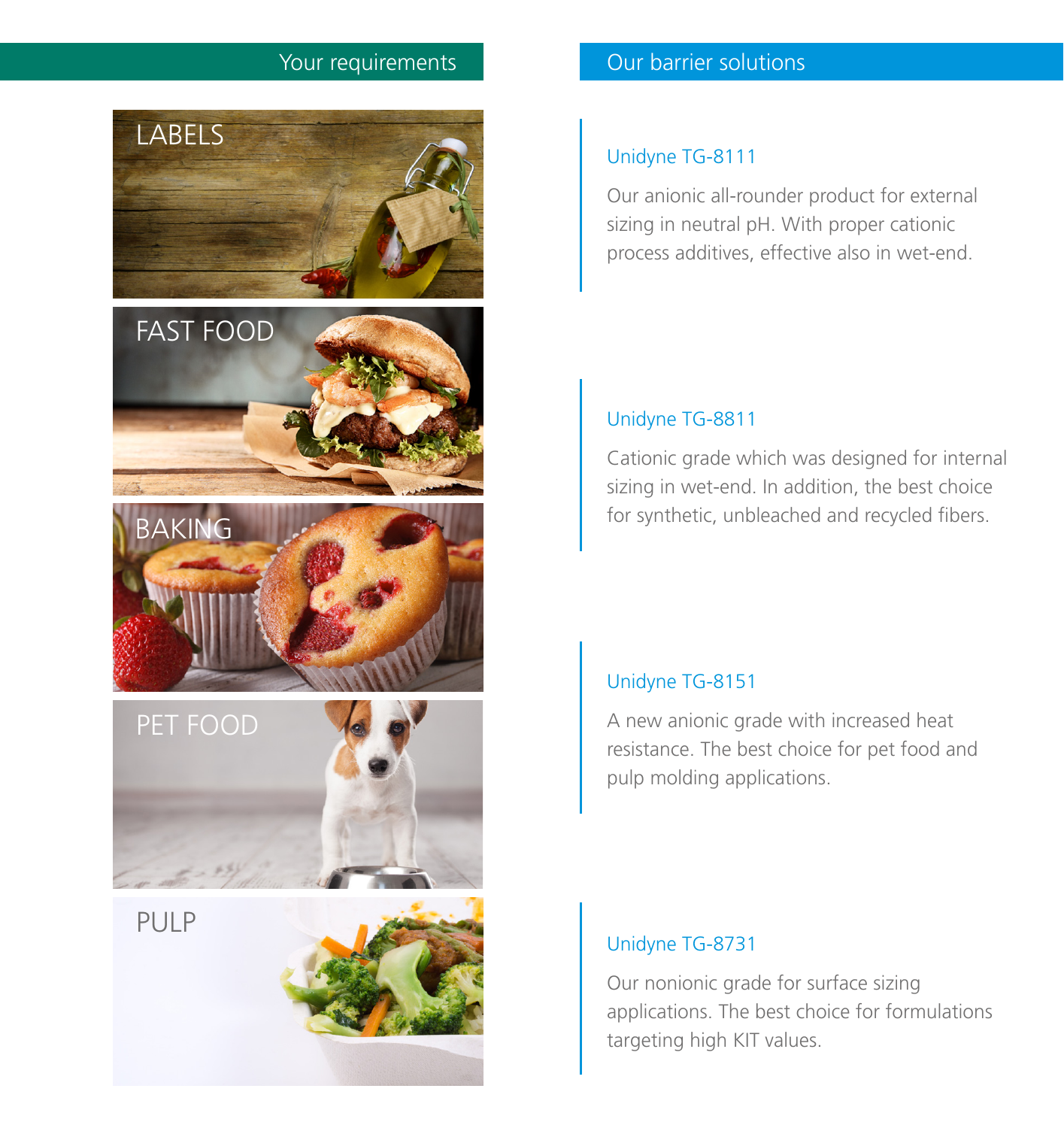## Your requirements

LABELS

FAST FOOD

BAKING

PET FOOD

PULP

## Our barrier solutions

### Unidyne TG-8111

Our anionic all-rounder product for external sizing in neutral pH. With proper cationic process additives, effective also in wet-end.

### Unidyne TG-8811

Cationic grade which was designed for internal sizing in wet-end. In addition, the best choice for synthetic, unbleached and recycled fibers.

### Unidyne TG-8151

A new anionic grade with increased heat resistance. The best choice for pet food and pulp molding applications.

### Unidyne TG-8731

Our nonionic grade for surface sizing applications. The best choice for formulations targeting high KIT values.